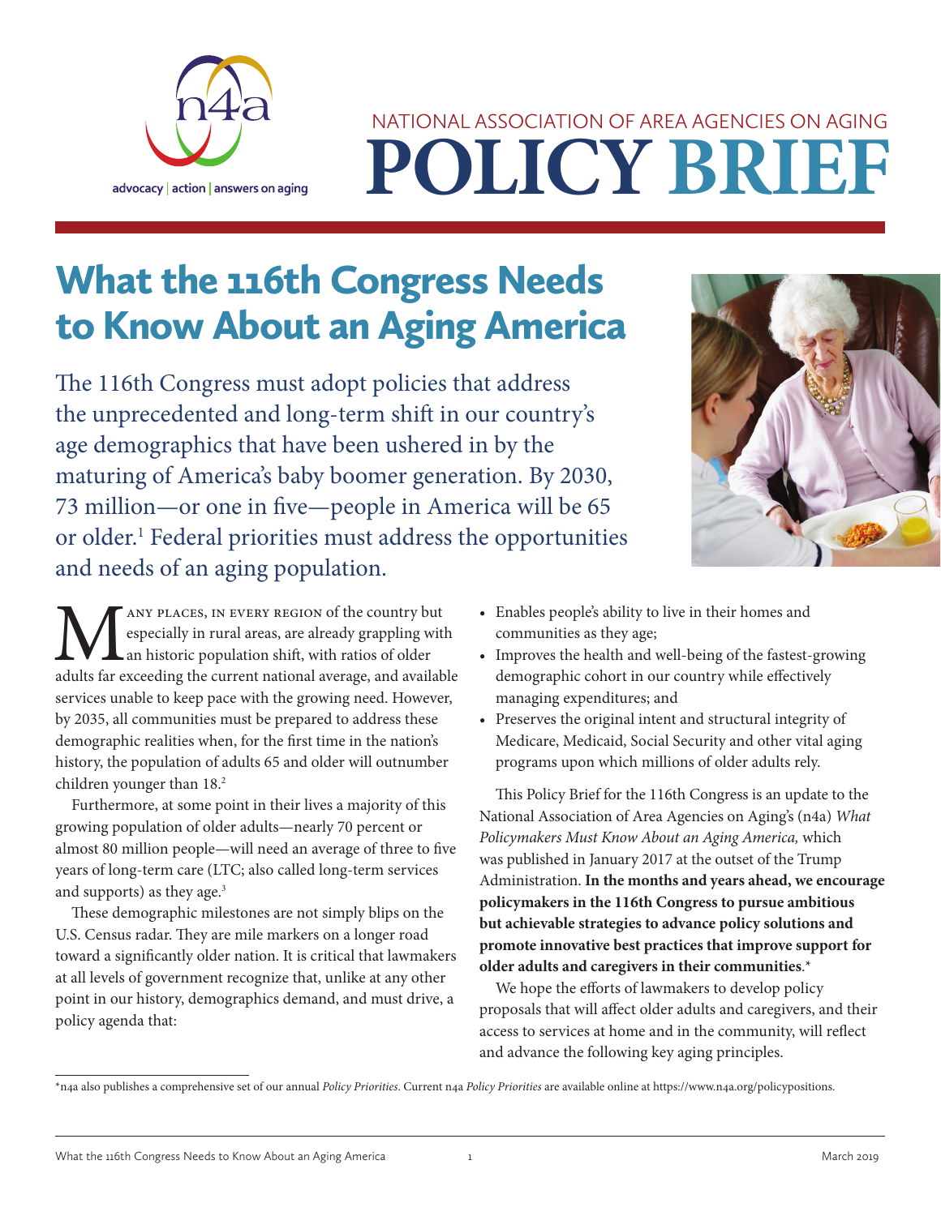advocacy | action | answers on aging

NATIONAL ASSOCIATION OF AREA AGENCIES ON AGING

# POLICY BRIEF

## What the 116th Congress Needs to Know About an Aging America

The 116th Congress must adopt policies that address the unprecedented and long-term shift in our country's age demographics that have been ushered in by the maturing of America's baby boomer generation. By 2030, 73 million—or one in five—people in America will be 65 or older.[1] Federal priorities must address the opportunities and needs of an aging population.

Many places, in every region of the country but especially in rural areas, are already grappling with an historic population shift, with ratios of older adults far exceeding the current national average, and available services unable to keep pace with the growing need. However, by 2035, all communities must be prepared to address these demographic realities when, for the first time in the nation's history, the population of adults 65 and older will outnumber children younger than 18.[2]

Furthermore, at some point in their lives a majority of this growing population of older adults—nearly 70 percent or almost 80 million people—will need an average of three to five years of long-term care (LTC; also called long-term services and supports) as they age.[3]

These demographic milestones are not simply blips on the U.S. Census radar. They are mile markers on a longer road toward a significantly older nation. It is critical that lawmakers at all levels of government recognize that, unlike at any other point in our history, demographics demand, and must drive, a policy agenda that:

- Enables people's ability to live in their homes and communities as they age;
- Improves the health and well-being of the fastest-growing demographic cohort in our country while effectively managing expenditures; and
- Preserves the original intent and structural integrity of Medicare, Medicaid, Social Security and other vital aging programs upon which millions of older adults rely.

This Policy Brief for the 116th Congress is an update to the National Association of Area Agencies on Aging's (n4a) *What Policymakers Must Know About an Aging America,* which was published in January 2017 at the outset of the Trump Administration. **In the months and years ahead, we encourage policymakers in the 116th Congress to pursue ambitious but achievable strategies to advance policy solutions and promote innovative best practices that improve support for older adults and caregivers in their communities**.*

We hope the efforts of lawmakers to develop policy proposals that will affect older adults and caregivers, and their access to services at home and in the community, will reflect and advance the following key aging principles.

*n4a also publishes a comprehensive set of our annual *Policy Priorities*. Current n4a *Policy Priorities* are available online at https://www.n4a.org/policypositions.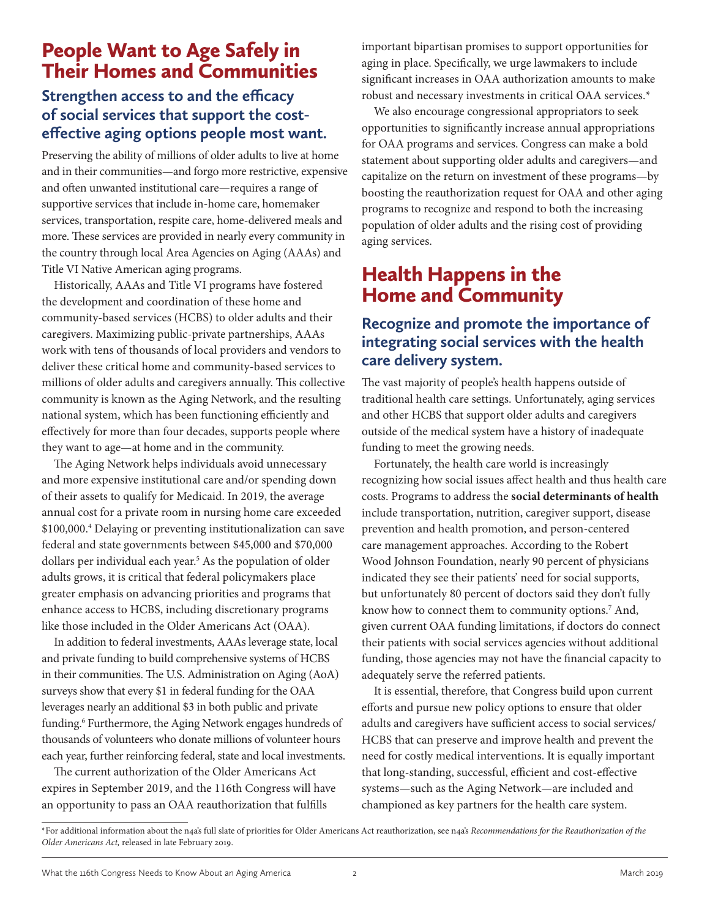## People Want to Age Safely in Their Homes and Communities

### Strengthen access to and the efficacy of social services that support the cost-effective aging options people most want.

Preserving the ability of millions of older adults to live at home and in their communities—and forgo more restrictive, expensive and often unwanted institutional care—requires a range of supportive services that include in-home care, homemaker services, transportation, respite care, home-delivered meals and more. These services are provided in nearly every community in the country through local Area Agencies on Aging (AAAs) and Title VI Native American aging programs.

Historically, AAAs and Title VI programs have fostered the development and coordination of these home and community-based services (HCBS) to older adults and their caregivers. Maximizing public-private partnerships, AAAs work with tens of thousands of local providers and vendors to deliver these critical home and community-based services to millions of older adults and caregivers annually. This collective community is known as the Aging Network, and the resulting national system, which has been functioning efficiently and effectively for more than four decades, supports people where they want to age—at home and in the community.

The Aging Network helps individuals avoid unnecessary and more expensive institutional care and/or spending down of their assets to qualify for Medicaid. In 2019, the average annual cost for a private room in nursing home care exceeded $100,000.[4] Delaying or preventing institutionalization can save federal and state governments between $45,000 and $70,000 dollars per individual each year.[5] As the population of older adults grows, it is critical that federal policymakers place greater emphasis on advancing priorities and programs that enhance access to HCBS, including discretionary programs like those included in the Older Americans Act (OAA).

In addition to federal investments, AAAs leverage state, local and private funding to build comprehensive systems of HCBS in their communities. The U.S. Administration on Aging (AoA) surveys show that every $1 in federal funding for the OAA leverages nearly an additional $3 in both public and private funding.[6] Furthermore, the Aging Network engages hundreds of thousands of volunteers who donate millions of volunteer hours each year, further reinforcing federal, state and local investments.

The current authorization of the Older Americans Act expires in September 2019, and the 116th Congress will have an opportunity to pass an OAA reauthorization that fulfills important bipartisan promises to support opportunities for aging in place. Specifically, we urge lawmakers to include significant increases in OAA authorization amounts to make robust and necessary investments in critical OAA services.*

We also encourage congressional appropriators to seek opportunities to significantly increase annual appropriations for OAA programs and services. Congress can make a bold statement about supporting older adults and caregivers—and capitalize on the return on investment of these programs—by boosting the reauthorization request for OAA and other aging programs to recognize and respond to both the increasing population of older adults and the rising cost of providing aging services.

## Health Happens in the Home and Community

### Recognize and promote the importance of integrating social services with the health care delivery system.

The vast majority of people's health happens outside of traditional health care settings. Unfortunately, aging services and other HCBS that support older adults and caregivers outside of the medical system have a history of inadequate funding to meet the growing needs.

Fortunately, the health care world is increasingly recognizing how social issues affect health and thus health care costs. Programs to address the **social determinants of health** include transportation, nutrition, caregiver support, disease prevention and health promotion, and person-centered care management approaches. According to the Robert Wood Johnson Foundation, nearly 90 percent of physicians indicated they see their patients' need for social supports, but unfortunately 80 percent of doctors said they don't fully know how to connect them to community options.[7] And, given current OAA funding limitations, if doctors do connect their patients with social services agencies without additional funding, those agencies may not have the financial capacity to adequately serve the referred patients.

It is essential, therefore, that Congress build upon current efforts and pursue new policy options to ensure that older adults and caregivers have sufficient access to social services/HCBS that can preserve and improve health and prevent the need for costly medical interventions. It is equally important that long-standing, successful, efficient and cost-effective systems—such as the Aging Network—are included and championed as key partners for the health care system.

*For additional information about the n4a's full slate of priorities for Older Americans Act reauthorization, see n4a's *Recommendations for the Reauthorization of the Older Americans Act,* released in late February 2019.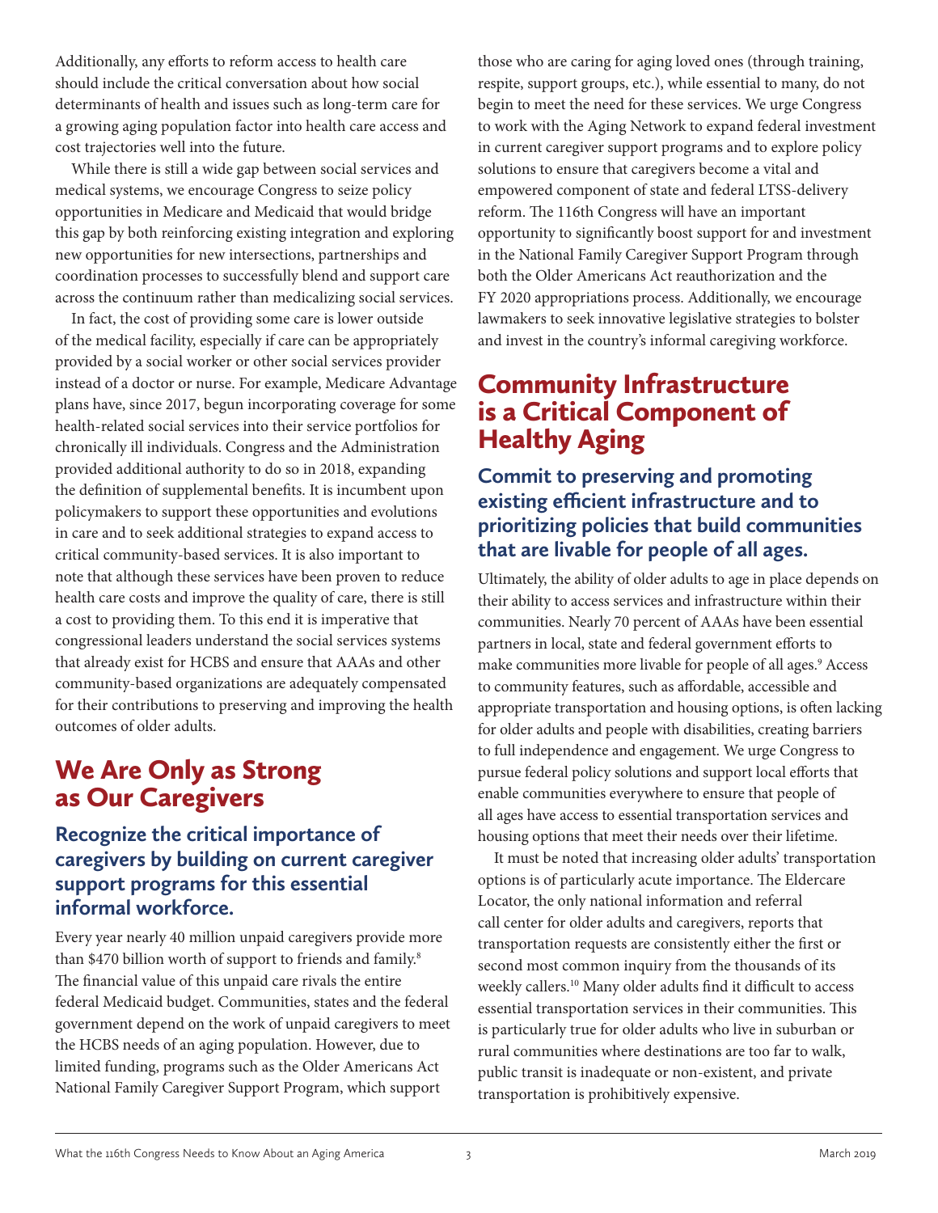Additionally, any efforts to reform access to health care should include the critical conversation about how social determinants of health and issues such as long-term care for a growing aging population factor into health care access and cost trajectories well into the future.

While there is still a wide gap between social services and medical systems, we encourage Congress to seize policy opportunities in Medicare and Medicaid that would bridge this gap by both reinforcing existing integration and exploring new opportunities for new intersections, partnerships and coordination processes to successfully blend and support care across the continuum rather than medicalizing social services.

In fact, the cost of providing some care is lower outside of the medical facility, especially if care can be appropriately provided by a social worker or other social services provider instead of a doctor or nurse. For example, Medicare Advantage plans have, since 2017, begun incorporating coverage for some health-related social services into their service portfolios for chronically ill individuals. Congress and the Administration provided additional authority to do so in 2018, expanding the definition of supplemental benefits. It is incumbent upon policymakers to support these opportunities and evolutions in care and to seek additional strategies to expand access to critical community-based services. It is also important to note that although these services have been proven to reduce health care costs and improve the quality of care, there is still a cost to providing them. To this end it is imperative that congressional leaders understand the social services systems that already exist for HCBS and ensure that AAAs and other community-based organizations are adequately compensated for their contributions to preserving and improving the health outcomes of older adults.

## We Are Only as Strong as Our Caregivers

### Recognize the critical importance of caregivers by building on current caregiver support programs for this essential informal workforce.

Every year nearly 40 million unpaid caregivers provide more than $470 billion worth of support to friends and family.[8] The financial value of this unpaid care rivals the entire federal Medicaid budget. Communities, states and the federal government depend on the work of unpaid caregivers to meet the HCBS needs of an aging population. However, due to limited funding, programs such as the Older Americans Act National Family Caregiver Support Program, which support those who are caring for aging loved ones (through training, respite, support groups, etc.), while essential to many, do not begin to meet the need for these services. We urge Congress to work with the Aging Network to expand federal investment in current caregiver support programs and to explore policy solutions to ensure that caregivers become a vital and empowered component of state and federal LTSS-delivery reform. The 116th Congress will have an important opportunity to significantly boost support for and investment in the National Family Caregiver Support Program through both the Older Americans Act reauthorization and the FY 2020 appropriations process. Additionally, we encourage lawmakers to seek innovative legislative strategies to bolster and invest in the country's informal caregiving workforce.

## Community Infrastructure is a Critical Component of Healthy Aging

### Commit to preserving and promoting existing efficient infrastructure and to prioritizing policies that build communities that are livable for people of all ages.

Ultimately, the ability of older adults to age in place depends on their ability to access services and infrastructure within their communities. Nearly 70 percent of AAAs have been essential partners in local, state and federal government efforts to make communities more livable for people of all ages.[9] Access to community features, such as affordable, accessible and appropriate transportation and housing options, is often lacking for older adults and people with disabilities, creating barriers to full independence and engagement. We urge Congress to pursue federal policy solutions and support local efforts that enable communities everywhere to ensure that people of all ages have access to essential transportation services and housing options that meet their needs over their lifetime.

It must be noted that increasing older adults' transportation options is of particularly acute importance. The Eldercare Locator, the only national information and referral call center for older adults and caregivers, reports that transportation requests are consistently either the first or second most common inquiry from the thousands of its weekly callers.[10] Many older adults find it difficult to access essential transportation services in their communities. This is particularly true for older adults who live in suburban or rural communities where destinations are too far to walk, public transit is inadequate or non-existent, and private transportation is prohibitively expensive.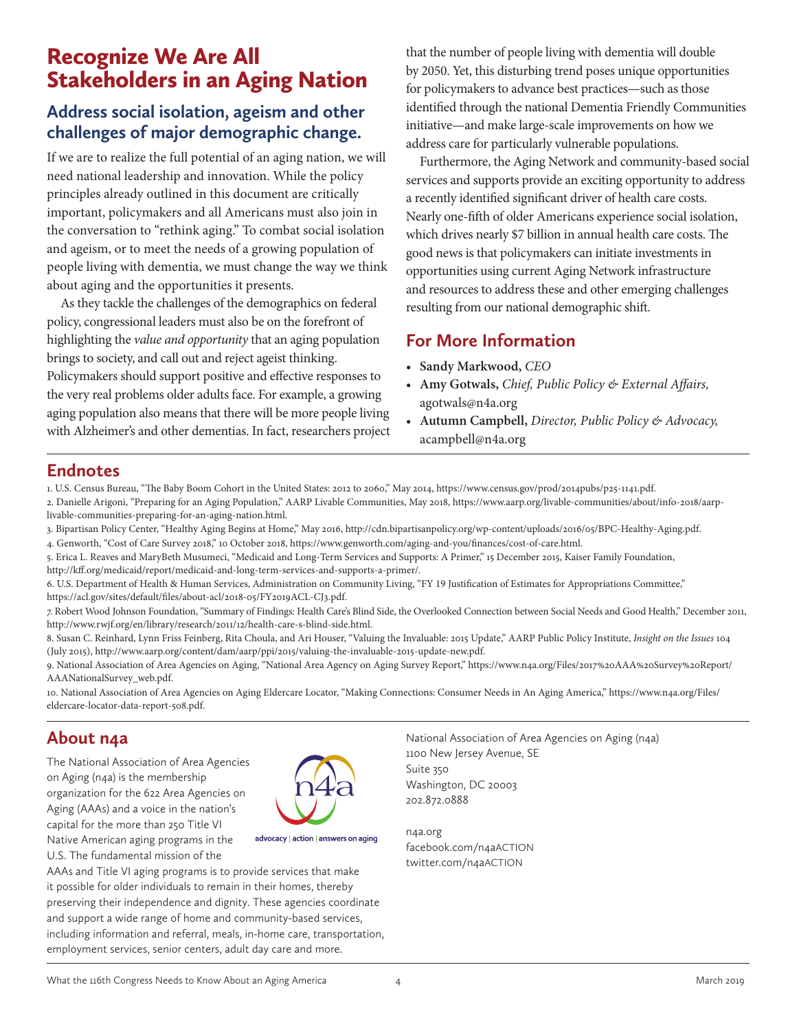# Recognize We Are All Stakeholders in an Aging Nation

## Address social isolation, ageism and other challenges of major demographic change.

If we are to realize the full potential of an aging nation, we will need national leadership and innovation. While the policy principles already outlined in this document are critically important, policymakers and all Americans must also join in the conversation to "rethink aging." To combat social isolation and ageism, or to meet the needs of a growing population of people living with dementia, we must change the way we think about aging and the opportunities it presents.

As they tackle the challenges of the demographics on federal policy, congressional leaders must also be on the forefront of highlighting the *value and opportunity* that an aging population brings to society, and call out and reject ageist thinking. Policymakers should support positive and effective responses to the very real problems older adults face. For example, a growing aging population also means that there will be more people living with Alzheimer's and other dementias. In fact, researchers project that the number of people living with dementia will double by 2050. Yet, this disturbing trend poses unique opportunities for policymakers to advance best practices—such as those identified through the national Dementia Friendly Communities initiative—and make large-scale improvements on how we address care for particularly vulnerable populations.

Furthermore, the Aging Network and community-based social services and supports provide an exciting opportunity to address a recently identified significant driver of health care costs. Nearly one-fifth of older Americans experience social isolation, which drives nearly $7 billion in annual health care costs. The good news is that policymakers can initiate investments in opportunities using current Aging Network infrastructure and resources to address these and other emerging challenges resulting from our national demographic shift.

## For More Information

- **Sandy Markwood,** *CEO*
- **Amy Gotwals,** *Chief, Public Policy & External Affairs,* agotwals@n4a.org
- **Autumn Campbell,** *Director, Public Policy & Advocacy,* acampbell@n4a.org

## Endnotes

1. U.S. Census Bureau, "The Baby Boom Cohort in the United States: 2012 to 2060," May 2014, https://www.census.gov/prod/2014pubs/p25-1141.pdf.
2. Danielle Arigoni, "Preparing for an Aging Population," AARP Livable Communities, May 2018, https://www.aarp.org/livable-communities/about/info-2018/aarp-livable-communities-preparing-for-an-aging-nation.html.
3. Bipartisan Policy Center, "Healthy Aging Begins at Home," May 2016, http://cdn.bipartisanpolicy.org/wp-content/uploads/2016/05/BPC-Healthy-Aging.pdf.
4. Genworth, "Cost of Care Survey 2018," 10 October 2018, https://www.genworth.com/aging-and-you/finances/cost-of-care.html.
5. Erica L. Reaves and MaryBeth Musumeci, "Medicaid and Long-Term Services and Supports: A Primer," 15 December 2015, Kaiser Family Foundation, http://kff.org/medicaid/report/medicaid-and-long-term-services-and-supports-a-primer/.
6. U.S. Department of Health & Human Services, Administration on Community Living, "FY 19 Justification of Estimates for Appropriations Committee," https://acl.gov/sites/default/files/about-acl/2018-05/FY2019ACL-CJ3.pdf.
7. Robert Wood Johnson Foundation, "Summary of Findings: Health Care's Blind Side, the Overlooked Connection between Social Needs and Good Health," December 2011, http://www.rwjf.org/en/library/research/2011/12/health-care-s-blind-side.html.
8. Susan C. Reinhard, Lynn Friss Feinberg, Rita Choula, and Ari Houser, "Valuing the Invaluable: 2015 Update," AARP Public Policy Institute, *Insight on the Issues* 104 (July 2015), http://www.aarp.org/content/dam/aarp/ppi/2015/valuing-the-invaluable-2015-update-new.pdf.
9. National Association of Area Agencies on Aging, "National Area Agency on Aging Survey Report," https://www.n4a.org/Files/2017%20AAA%20Survey%20Report/AAANationalSurvey_web.pdf.
10. National Association of Area Agencies on Aging Eldercare Locator, "Making Connections: Consumer Needs in An Aging America," https://www.n4a.org/Files/eldercare-locator-data-report-508.pdf.

## About n4a

The National Association of Area Agencies on Aging (n4a) is the membership organization for the 622 Area Agencies on Aging (AAAs) and a voice in the nation's capital for the more than 250 Title VI Native American aging programs in the U.S. The fundamental mission of the AAAs and Title VI aging programs is to provide services that make it possible for older individuals to remain in their homes, thereby preserving their independence and dignity. These agencies coordinate and support a wide range of home and community-based services, including information and referral, meals, in-home care, transportation, employment services, senior centers, adult day care and more.

n4a

advocacy | action | answers on aging

National Association of Area Agencies on Aging (n4a)
1100 New Jersey Avenue, SE
Suite 350
Washington, DC 20003
202.872.0888

n4a.org
facebook.com/n4aACTION
twitter.com/n4aACTION